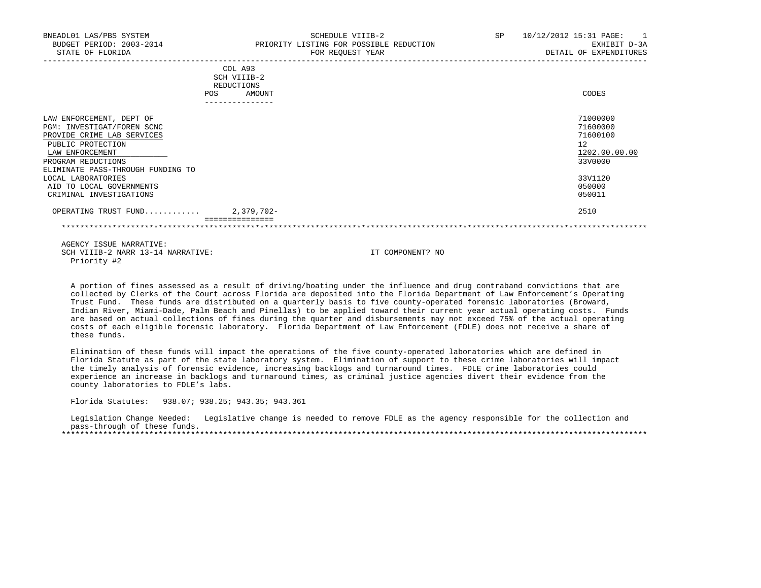BNEADL01 LAS/PBS SYSTEM — SCHEDULE VIIIB-2 — SP 10/12/2012 15:31

BUDGET PERIOD: 2003-2014 — PRIORITY LISTING FOR POSSIBLE REDUCTION — EXHIBIT D-3A

STATE OF FLORIDA — FOR REQUEST YEAR — DETAIL OF EXPENDITURES

| | COL A93 SCH VIIIB-2 REDUCTIONS POS | AMOUNT | CODES |
|---|---|---|---|
| LAW ENFORCEMENT, DEPT OF | | | 71000000 |
| PGM: INVESTIGAT/FOREN SCNC | | | 71600000 |
| PROVIDE CRIME LAB SERVICES | | | 71600100 |
| PUBLIC PROTECTION | | | 12 |
| LAW ENFORCEMENT | | | 1202.00.00.00 |
| PROGRAM REDUCTIONS | | | 33V0000 |
| ELIMINATE PASS-THROUGH FUNDING TO LOCAL LABORATORIES | | | 33V1120 |
| AID TO LOCAL GOVERNMENTS | | | 050000 |
| CRIMINAL INVESTIGATIONS | | | 050011 |
| OPERATING TRUST FUND............ | | 2,379,702- | 2510 |

AGENCY ISSUE NARRATIVE:

SCH VIIIB-2 NARR 13-14 NARRATIVE: IT COMPONENT? NO

Priority #2

A portion of fines assessed as a result of driving/boating under the influence and drug contraband convictions that are collected by Clerks of the Court across Florida are deposited into the Florida Department of Law Enforcement's Operating Trust Fund. These funds are distributed on a quarterly basis to five county-operated forensic laboratories (Broward, Indian River, Miami-Dade, Palm Beach and Pinellas) to be applied toward their current year actual operating costs. Funds are based on actual collections of fines during the quarter and disbursements may not exceed 75% of the actual operating costs of each eligible forensic laboratory. Florida Department of Law Enforcement (FDLE) does not receive a share of these funds.

Elimination of these funds will impact the operations of the five county-operated laboratories which are defined in Florida Statute as part of the state laboratory system. Elimination of support to these crime laboratories will impact the timely analysis of forensic evidence, increasing backlogs and turnaround times. FDLE crime laboratories could experience an increase in backlogs and turnaround times, as criminal justice agencies divert their evidence from the county laboratories to FDLE's labs.

Florida Statutes: 938.07; 938.25; 943.35; 943.361

Legislation Change Needed: Legislative change is needed to remove FDLE as the agency responsible for the collection and pass-through of these funds.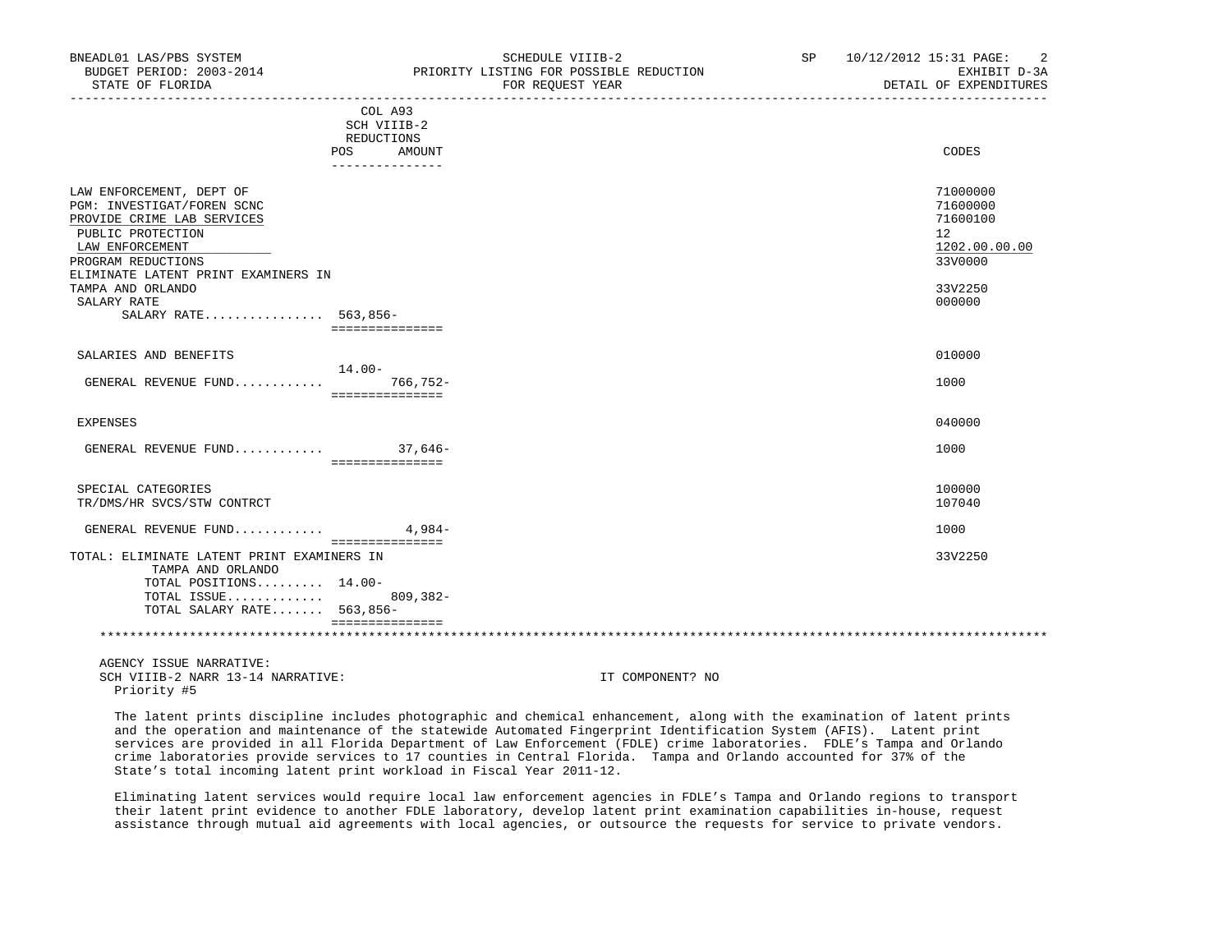BNEADL01 LAS/PBS SYSTEM — SCHEDULE VIIIB-2 — SP 10/12/2012 15:31
BUDGET PERIOD: 2003-2014 — PRIORITY LISTING FOR POSSIBLE REDUCTION — EXHIBIT D-3A
STATE OF FLORIDA — FOR REQUEST YEAR — DETAIL OF EXPENDITURES

| | COL A93 SCH VIIIB-2 REDUCTIONS POS | AMOUNT | CODES |
|---|---|---|---|
| LAW ENFORCEMENT, DEPT OF | | | 71000000 |
| PGM: INVESTIGAT/FOREN SCNC | | | 71600000 |
| PROVIDE CRIME LAB SERVICES | | | 71600100 |
| PUBLIC PROTECTION | | | 12 |
| LAW ENFORCEMENT | | | 1202.00.00.00 |
| PROGRAM REDUCTIONS | | | 33V0000 |
| ELIMINATE LATENT PRINT EXAMINERS IN TAMPA AND ORLANDO | | | 33V2250 |
| SALARY RATE | | | 000000 |
| SALARY RATE................ | 563,856- | | |
| SALARIES AND BENEFITS | | | 010000 |
| GENERAL REVENUE FUND............ | 14.00- | 766,752- | 1000 |
| EXPENSES | | | 040000 |
| GENERAL REVENUE FUND............ | | 37,646- | 1000 |
| SPECIAL CATEGORIES | | | 100000 |
| TR/DMS/HR SVCS/STW CONTRCT | | | 107040 |
| GENERAL REVENUE FUND............ | | 4,984- | 1000 |
| TOTAL: ELIMINATE LATENT PRINT EXAMINERS IN TAMPA AND ORLANDO | | | 33V2250 |
| TOTAL POSITIONS......... | 14.00- | | |
| TOTAL ISSUE............. | | 809,382- | |
| TOTAL SALARY RATE....... | 563,856- | | |

AGENCY ISSUE NARRATIVE:
SCH VIIIB-2 NARR 13-14 NARRATIVE: IT COMPONENT? NO
Priority #5

The latent prints discipline includes photographic and chemical enhancement, along with the examination of latent prints and the operation and maintenance of the statewide Automated Fingerprint Identification System (AFIS). Latent print services are provided in all Florida Department of Law Enforcement (FDLE) crime laboratories. FDLE's Tampa and Orlando crime laboratories provide services to 17 counties in Central Florida. Tampa and Orlando accounted for 37% of the State's total incoming latent print workload in Fiscal Year 2011-12.

Eliminating latent services would require local law enforcement agencies in FDLE's Tampa and Orlando regions to transport their latent print evidence to another FDLE laboratory, develop latent print examination capabilities in-house, request assistance through mutual aid agreements with local agencies, or outsource the requests for service to private vendors.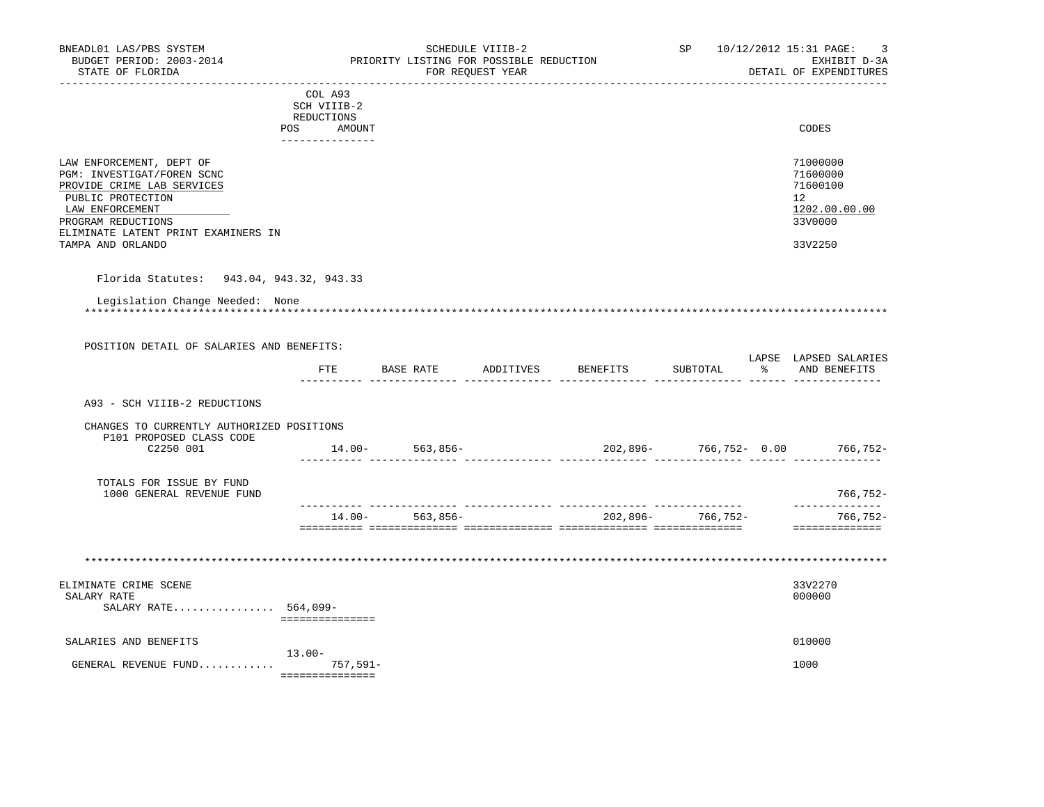| | COL A93 SCH VIIIB-2 REDUCTIONS POS AMOUNT | CODES |
|---|---|---|
| LAW ENFORCEMENT, DEPT OF | | 71000000 |
| PGM: INVESTIGAT/FOREN SCNC | | 71600000 |
| PROVIDE CRIME LAB SERVICES | | 71600100 |
| PUBLIC PROTECTION | | 12 |
| LAW ENFORCEMENT | | 1202.00.00.00 |
| PROGRAM REDUCTIONS | | 33V0000 |
| ELIMINATE LATENT PRINT EXAMINERS IN TAMPA AND ORLANDO | | 33V2250 |

Florida Statutes: 943.04, 943.32, 943.33

Legislation Change Needed: None

POSITION DETAIL OF SALARIES AND BENEFITS:

| | FTE | BASE RATE | ADDITIVES | BENEFITS | SUBTOTAL | LAPSE % | LAPSED SALARIES AND BENEFITS |
|---|---|---|---|---|---|---|---|
| A93 - SCH VIIIB-2 REDUCTIONS | | | | | | | |
| CHANGES TO CURRENTLY AUTHORIZED POSITIONS | | | | | | | |
| P101 PROPOSED CLASS CODE C2250 001 | 14.00- | 563,856- | | 202,896- | 766,752- | 0.00 | 766,752- |
| TOTALS FOR ISSUE BY FUND | | | | | | | |
| 1000 GENERAL REVENUE FUND | | | | | | | 766,752- |
| | 14.00- | 563,856- | | 202,896- | 766,752- | | 766,752- |

| | POS | AMOUNT | CODES |
|---|---|---|---|
| ELIMINATE CRIME SCENE | | | 33V2270 |
| SALARY RATE | | | 000000 |
| SALARY RATE................ | | 564,099- | |
| SALARIES AND BENEFITS | | | 010000 |
| GENERAL REVENUE FUND........... | 13.00- | 757,591- | 1000 |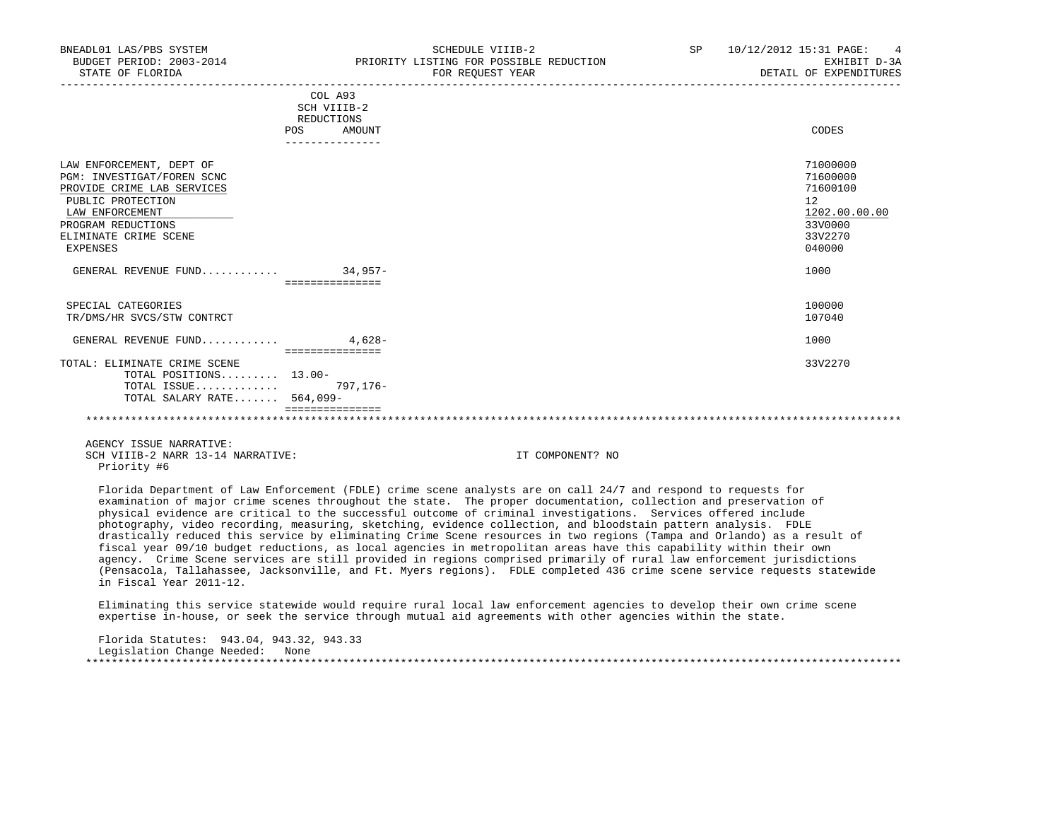| | COL A93 SCH VIIIB-2 REDUCTIONS POS | AMOUNT | CODES |
|---|---|---|---|
| LAW ENFORCEMENT, DEPT OF | | | 71000000 |
| PGM: INVESTIGAT/FOREN SCNC | | | 71600000 |
| PROVIDE CRIME LAB SERVICES | | | 71600100 |
| PUBLIC PROTECTION | | | 12 |
| LAW ENFORCEMENT | | | 1202.00.00.00 |
| PROGRAM REDUCTIONS | | | 33V0000 |
| ELIMINATE CRIME SCENE | | | 33V2270 |
| EXPENSES | | | 040000 |
| GENERAL REVENUE FUND............ | | 34,957- | 1000 |
| SPECIAL CATEGORIES | | | 100000 |
| TR/DMS/HR SVCS/STW CONTRCT | | | 107040 |
| GENERAL REVENUE FUND............ | | 4,628- | 1000 |
| TOTAL: ELIMINATE CRIME SCENE | | | 33V2270 |
| TOTAL POSITIONS......... | 13.00- | | |
| TOTAL ISSUE............. | | 797,176- | |
| TOTAL SALARY RATE....... | 564,099- | | |

AGENCY ISSUE NARRATIVE:

SCH VIIIB-2 NARR 13-14 NARRATIVE: IT COMPONENT? NO

Priority #6

Florida Department of Law Enforcement (FDLE) crime scene analysts are on call 24/7 and respond to requests for examination of major crime scenes throughout the state. The proper documentation, collection and preservation of physical evidence are critical to the successful outcome of criminal investigations. Services offered include photography, video recording, measuring, sketching, evidence collection, and bloodstain pattern analysis. FDLE drastically reduced this service by eliminating Crime Scene resources in two regions (Tampa and Orlando) as a result of fiscal year 09/10 budget reductions, as local agencies in metropolitan areas have this capability within their own agency. Crime Scene services are still provided in regions comprised primarily of rural law enforcement jurisdictions (Pensacola, Tallahassee, Jacksonville, and Ft. Myers regions). FDLE completed 436 crime scene service requests statewide in Fiscal Year 2011-12.

Eliminating this service statewide would require rural local law enforcement agencies to develop their own crime scene expertise in-house, or seek the service through mutual aid agreements with other agencies within the state.

Florida Statutes: 943.04, 943.32, 943.33

Legislation Change Needed: None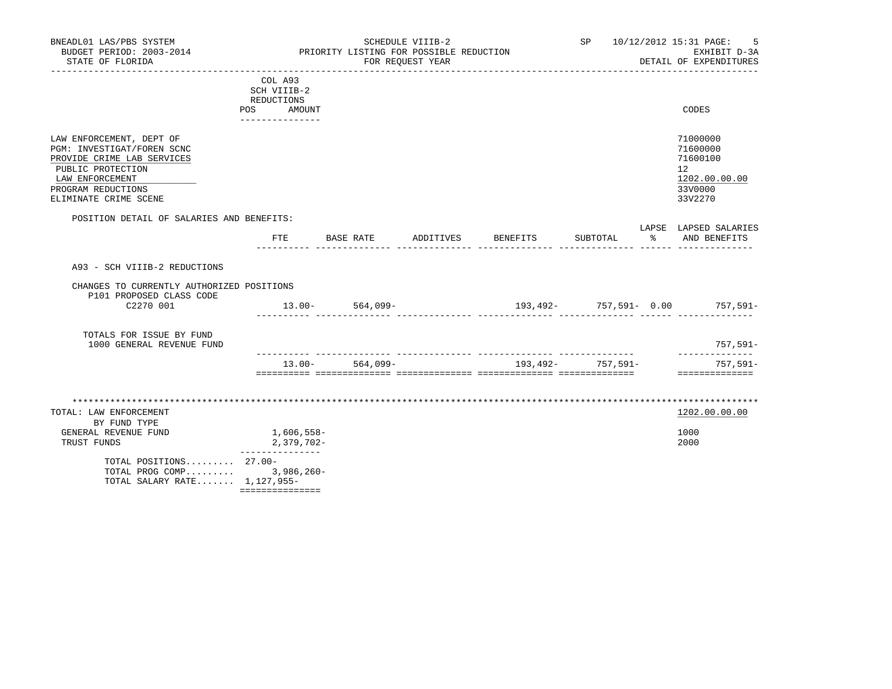BNEADL01 LAS/PBS SYSTEM — SCHEDULE VIIIB-2 — SP 10/12/2012 15:31

BUDGET PERIOD: 2003-2014 — PRIORITY LISTING FOR POSSIBLE REDUCTION — EXHIBIT D-3A

STATE OF FLORIDA — FOR REQUEST YEAR — DETAIL OF EXPENDITURES

| | COL A93 SCH VIIIB-2 REDUCTIONS POS AMOUNT | CODES |
|---|---|---|
| LAW ENFORCEMENT, DEPT OF | | 71000000 |
| PGM: INVESTIGAT/FOREN SCNC | | 71600000 |
| PROVIDE CRIME LAB SERVICES | | 71600100 |
| PUBLIC PROTECTION | | 12 |
| LAW ENFORCEMENT | | 1202.00.00.00 |
| PROGRAM REDUCTIONS | | 33V0000 |
| ELIMINATE CRIME SCENE | | 33V2270 |

POSITION DETAIL OF SALARIES AND BENEFITS:

| | FTE | BASE RATE | ADDITIVES | BENEFITS | SUBTOTAL | LAPSE % | LAPSED SALARIES AND BENEFITS |
|---|---|---|---|---|---|---|---|
| A93 - SCH VIIIB-2 REDUCTIONS | | | | | | | |
| CHANGES TO CURRENTLY AUTHORIZED POSITIONS | | | | | | | |
| P101 PROPOSED CLASS CODE | | | | | | | |
| C2270 001 | 13.00- | 564,099- | | 193,492- | 757,591- | 0.00 | 757,591- |
| TOTALS FOR ISSUE BY FUND | | | | | | | |
| 1000 GENERAL REVENUE FUND | | | | | | | 757,591- |
| | 13.00- | 564,099- | | 193,492- | 757,591- | | 757,591- |

| TOTAL: LAW ENFORCEMENT | | 1202.00.00.00 |
|---|---|---|
| BY FUND TYPE | | |
| GENERAL REVENUE FUND | 1,606,558- | 1000 |
| TRUST FUNDS | 2,379,702- | 2000 |
| TOTAL POSITIONS......... | 27.00- | |
| TOTAL PROG COMP......... | 3,986,260- | |
| TOTAL SALARY RATE....... | 1,127,955- | |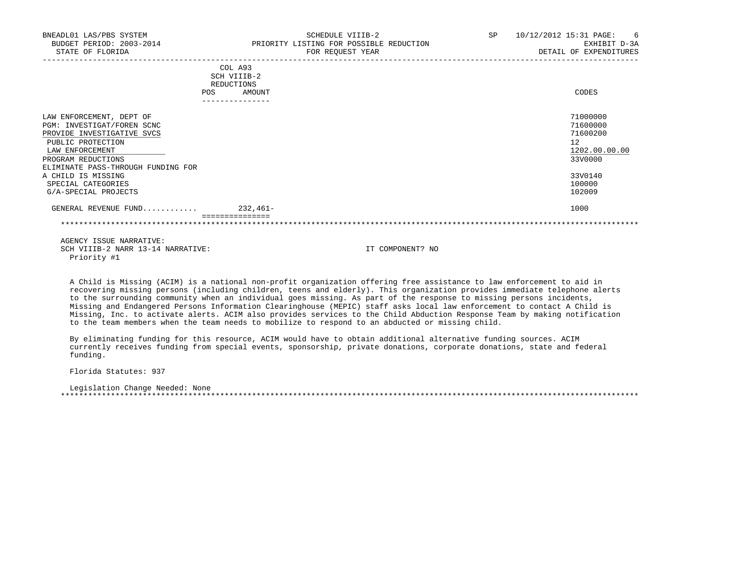BNEADL01 LAS/PBS SYSTEM | SCHEDULE VIIIB-2 | SP 10/12/2012 15:31
BUDGET PERIOD: 2003-2014 | PRIORITY LISTING FOR POSSIBLE REDUCTION | EXHIBIT D-3A
STATE OF FLORIDA | FOR REQUEST YEAR | DETAIL OF EXPENDITURES

| | COL A93 SCH VIIIB-2 REDUCTIONS POS | AMOUNT | CODES |
|---|---|---|---|
| LAW ENFORCEMENT, DEPT OF | | | 71000000 |
| PGM: INVESTIGAT/FOREN SCNC | | | 71600000 |
| PROVIDE INVESTIGATIVE SVCS | | | 71600200 |
| PUBLIC PROTECTION | | | 12 |
| LAW ENFORCEMENT | | | 1202.00.00.00 |
| PROGRAM REDUCTIONS | | | 33V0000 |
| ELIMINATE PASS-THROUGH FUNDING FOR A CHILD IS MISSING | | | 33V0140 |
| SPECIAL CATEGORIES | | | 100000 |
| G/A-SPECIAL PROJECTS | | | 102009 |
| GENERAL REVENUE FUND........... | | 232,461- | 1000 |

AGENCY ISSUE NARRATIVE:
SCH VIIIB-2 NARR 13-14 NARRATIVE: IT COMPONENT? NO
Priority #1

A Child is Missing (ACIM) is a national non-profit organization offering free assistance to law enforcement to aid in recovering missing persons (including children, teens and elderly). This organization provides immediate telephone alerts to the surrounding community when an individual goes missing. As part of the response to missing persons incidents, Missing and Endangered Persons Information Clearinghouse (MEPIC) staff asks local law enforcement to contact A Child is Missing, Inc. to activate alerts. ACIM also provides services to the Child Abduction Response Team by making notification to the team members when the team needs to mobilize to respond to an abducted or missing child.

By eliminating funding for this resource, ACIM would have to obtain additional alternative funding sources. ACIM currently receives funding from special events, sponsorship, private donations, corporate donations, state and federal funding.

Florida Statutes: 937

Legislation Change Needed: None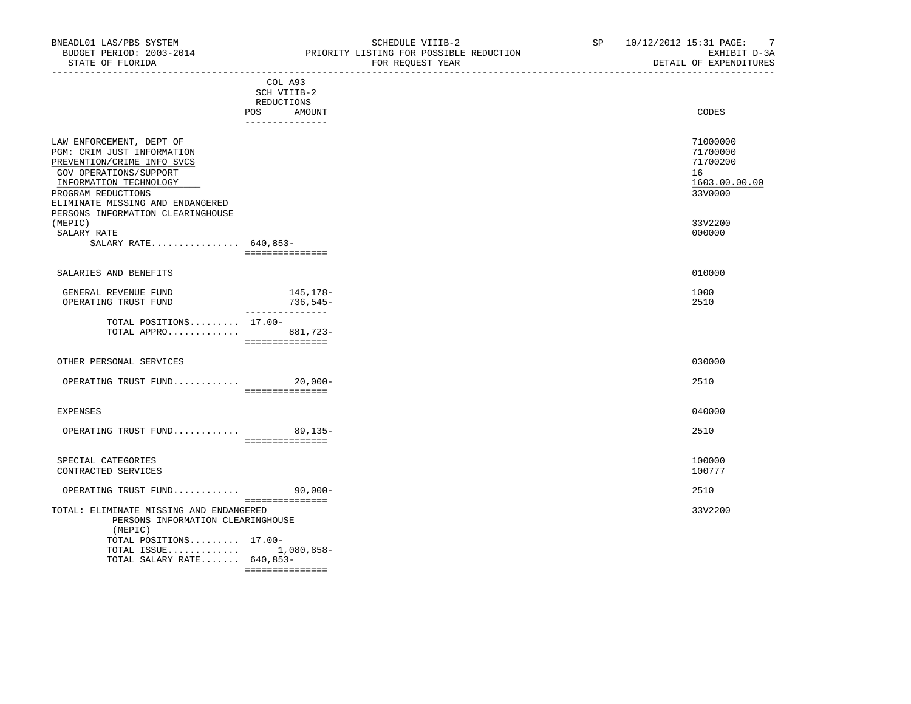BNEADL01 LAS/PBS SYSTEM
BUDGET PERIOD: 2003-2014
STATE OF FLORIDA

SCHEDULE VIIIB-2
PRIORITY LISTING FOR POSSIBLE REDUCTION
FOR REQUEST YEAR

SP 10/12/2012 15:31
EXHIBIT D-3A
DETAIL OF EXPENDITURES

| | COL A93 SCH VIIIB-2 REDUCTIONS POS | AMOUNT | CODES |
|---|---|---|---|
| LAW ENFORCEMENT, DEPT OF | | | 71000000 |
| PGM: CRIM JUST INFORMATION | | | 71700000 |
| PREVENTION/CRIME INFO SVCS | | | 71700200 |
| GOV OPERATIONS/SUPPORT | | | 16 |
| INFORMATION TECHNOLOGY | | | 1603.00.00.00 |
| PROGRAM REDUCTIONS | | | 33V0000 |
| ELIMINATE MISSING AND ENDANGERED PERSONS INFORMATION CLEARINGHOUSE (MEPIC) | | | 33V2200 |
| SALARY RATE | | | 000000 |
| SALARY RATE................ | 640,853- | | |
| SALARIES AND BENEFITS | | | 010000 |
| GENERAL REVENUE FUND | | 145,178- | 1000 |
| OPERATING TRUST FUND | | 736,545- | 2510 |
| TOTAL POSITIONS......... | 17.00- | | |
| TOTAL APPRO............. | | 881,723- | |
| OTHER PERSONAL SERVICES | | | 030000 |
| OPERATING TRUST FUND........... | | 20,000- | 2510 |
| EXPENSES | | | 040000 |
| OPERATING TRUST FUND........... | | 89,135- | 2510 |
| SPECIAL CATEGORIES | | | 100000 |
| CONTRACTED SERVICES | | | 100777 |
| OPERATING TRUST FUND........... | | 90,000- | 2510 |
| TOTAL: ELIMINATE MISSING AND ENDANGERED PERSONS INFORMATION CLEARINGHOUSE (MEPIC) | | | 33V2200 |
| TOTAL POSITIONS......... | 17.00- | | |
| TOTAL ISSUE............. | | 1,080,858- | |
| TOTAL SALARY RATE....... | 640,853- | | |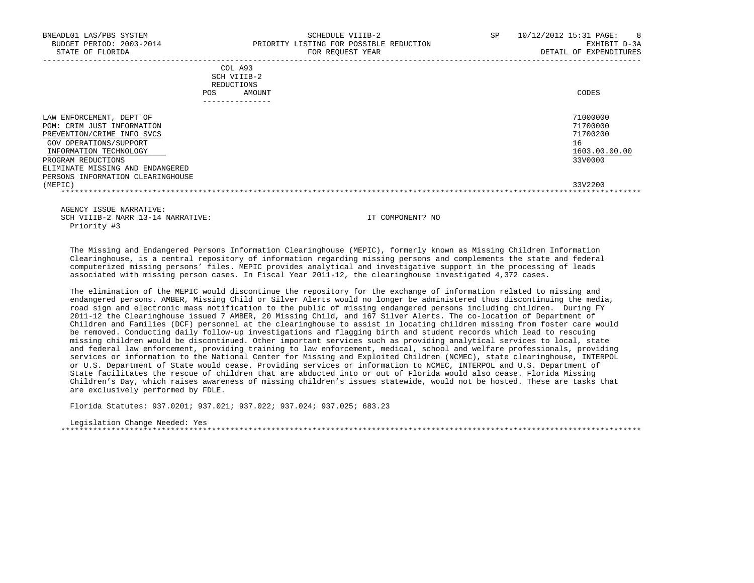| | COL A93 SCH VIIIB-2 REDUCTIONS POS AMOUNT | CODES |
|---|---|---|
| LAW ENFORCEMENT, DEPT OF | | 71000000 |
| PGM: CRIM JUST INFORMATION | | 71700000 |
| PREVENTION/CRIME INFO SVCS | | 71700200 |
| GOV OPERATIONS/SUPPORT | | 16 |
| INFORMATION TECHNOLOGY | | 1603.00.00.00 |
| PROGRAM REDUCTIONS | | 33V0000 |
| ELIMINATE MISSING AND ENDANGERED PERSONS INFORMATION CLEARINGHOUSE (MEPIC) | | 33V2200 |

AGENCY ISSUE NARRATIVE:

SCH VIIIB-2 NARR 13-14 NARRATIVE: IT COMPONENT? NO

Priority #3

The Missing and Endangered Persons Information Clearinghouse (MEPIC), formerly known as Missing Children Information Clearinghouse, is a central repository of information regarding missing persons and complements the state and federal computerized missing persons' files. MEPIC provides analytical and investigative support in the processing of leads associated with missing person cases. In Fiscal Year 2011-12, the clearinghouse investigated 4,372 cases.

The elimination of the MEPIC would discontinue the repository for the exchange of information related to missing and endangered persons. AMBER, Missing Child or Silver Alerts would no longer be administered thus discontinuing the media, road sign and electronic mass notification to the public of missing endangered persons including children. During FY 2011-12 the Clearinghouse issued 7 AMBER, 20 Missing Child, and 167 Silver Alerts. The co-location of Department of Children and Families (DCF) personnel at the clearinghouse to assist in locating children missing from foster care would be removed. Conducting daily follow-up investigations and flagging birth and student records which lead to rescuing missing children would be discontinued. Other important services such as providing analytical services to local, state and federal law enforcement, providing training to law enforcement, medical, school and welfare professionals, providing services or information to the National Center for Missing and Exploited Children (NCMEC), state clearinghouse, INTERPOL or U.S. Department of State would cease. Providing services or information to NCMEC, INTERPOL and U.S. Department of State facilitates the rescue of children that are abducted into or out of Florida would also cease. Florida Missing Children's Day, which raises awareness of missing children's issues statewide, would not be hosted. These are tasks that are exclusively performed by FDLE.

Florida Statutes: 937.0201; 937.021; 937.022; 937.024; 937.025; 683.23

Legislation Change Needed: Yes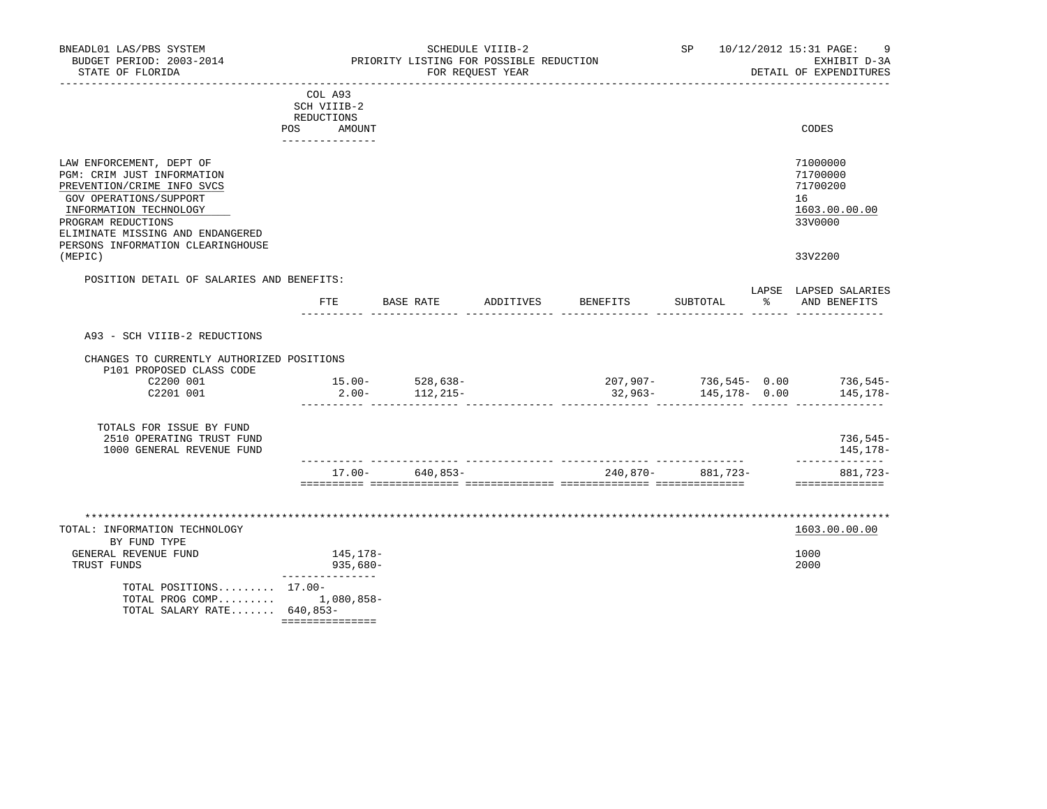BNEADL01 LAS/PBS SYSTEM — SCHEDULE VIIIB-2 — SP 10/12/2012 15:31 PAGE: 9
BUDGET PERIOD: 2003-2014 — PRIORITY LISTING FOR POSSIBLE REDUCTION — EXHIBIT D-3A
STATE OF FLORIDA — FOR REQUEST YEAR — DETAIL OF EXPENDITURES

COL A93 SCH VIIIB-2 REDUCTIONS (POS / AMOUNT) — CODES

| | CODES |
|---|---|
| LAW ENFORCEMENT, DEPT OF | 71000000 |
| PGM: CRIM JUST INFORMATION | 71700000 |
| PREVENTION/CRIME INFO SVCS | 71700200 |
| GOV OPERATIONS/SUPPORT | 16 |
| INFORMATION TECHNOLOGY | 1603.00.00.00 |
| PROGRAM REDUCTIONS | 33V0000 |
| ELIMINATE MISSING AND ENDANGERED PERSONS INFORMATION CLEARINGHOUSE (MEPIC) | 33V2200 |

POSITION DETAIL OF SALARIES AND BENEFITS:

| | FTE | BASE RATE | ADDITIVES | BENEFITS | SUBTOTAL | LAPSE % | LAPSED SALARIES AND BENEFITS |
|---|---|---|---|---|---|---|---|
| A93 - SCH VIIIB-2 REDUCTIONS | | | | | | | |
| CHANGES TO CURRENTLY AUTHORIZED POSITIONS | | | | | | | |
| P101 PROPOSED CLASS CODE | | | | | | | |
| C2200 001 | 15.00- | 528,638- | | 207,907- | 736,545- | 0.00 | 736,545- |
| C2201 001 | 2.00- | 112,215- | | 32,963- | 145,178- | 0.00 | 145,178- |
| TOTALS FOR ISSUE BY FUND | | | | | | | |
| 2510 OPERATING TRUST FUND | | | | | | | 736,545- |
| 1000 GENERAL REVENUE FUND | | | | | | | 145,178- |
| | 17.00- | 640,853- | | 240,870- | 881,723- | | 881,723- |

TOTAL: INFORMATION TECHNOLOGY — 1603.00.00.00

| BY FUND TYPE | AMOUNT | CODES |
|---|---|---|
| GENERAL REVENUE FUND | 145,178- | 1000 |
| TRUST FUNDS | 935,680- | 2000 |
| TOTAL POSITIONS......... | 17.00- | |
| TOTAL PROG COMP......... | 1,080,858- | |
| TOTAL SALARY RATE....... | 640,853- | |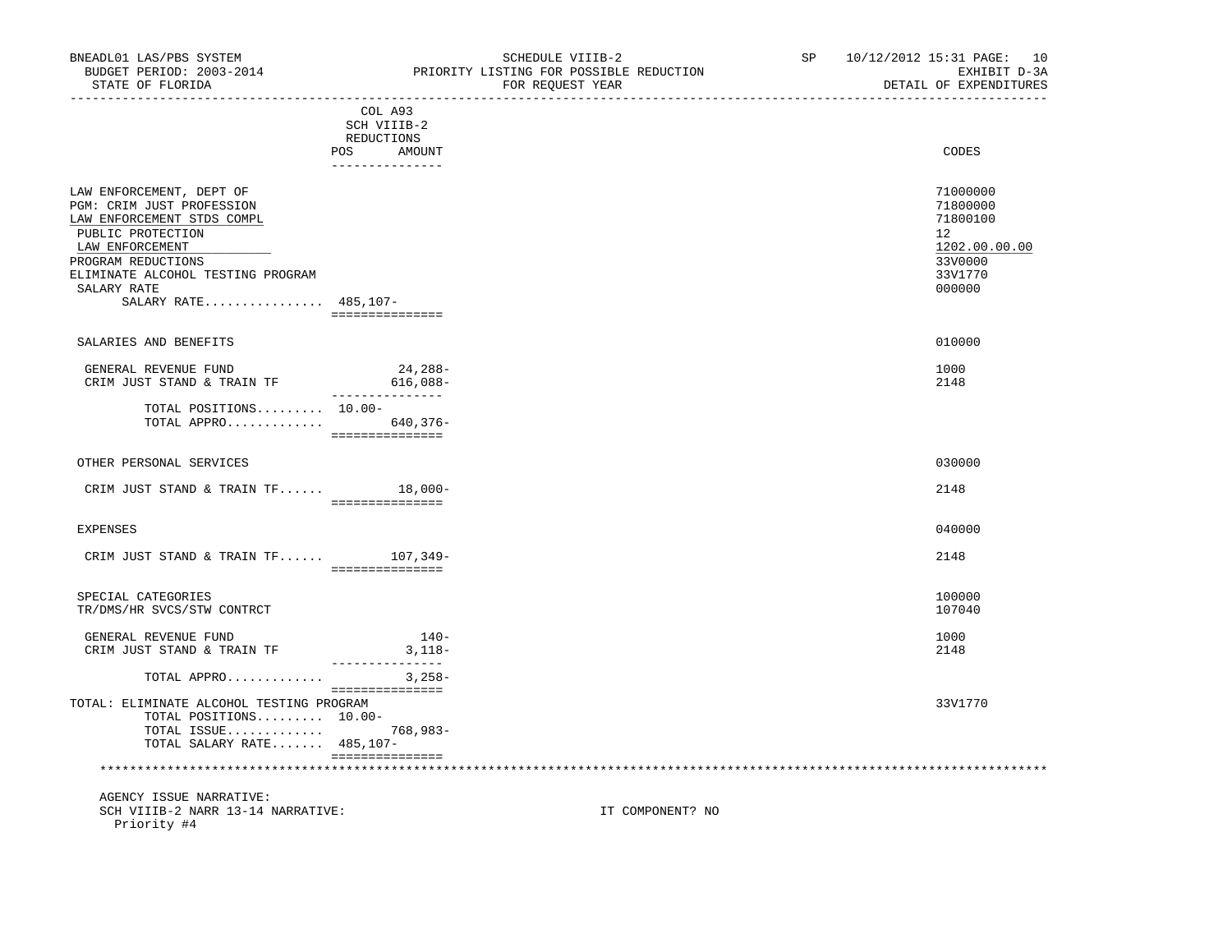BNEADL01 LAS/PBS SYSTEM — SCHEDULE VIIIB-2 — SP 10/12/2012 15:31
BUDGET PERIOD: 2003-2014 — PRIORITY LISTING FOR POSSIBLE REDUCTION — EXHIBIT D-3A
STATE OF FLORIDA — FOR REQUEST YEAR — DETAIL OF EXPENDITURES

| | COL A93 SCH VIIIB-2 REDUCTIONS POS | AMOUNT | CODES |
|---|---|---|---|
| LAW ENFORCEMENT, DEPT OF | | | 71000000 |
| PGM: CRIM JUST PROFESSION | | | 71800000 |
| LAW ENFORCEMENT STDS COMPL | | | 71800100 |
| PUBLIC PROTECTION | | | 12 |
| LAW ENFORCEMENT | | | 1202.00.00.00 |
| PROGRAM REDUCTIONS | | | 33V0000 |
| ELIMINATE ALCOHOL TESTING PROGRAM | | | 33V1770 |
| SALARY RATE | | | 000000 |
| SALARY RATE................ | 485,107- | | |
| SALARIES AND BENEFITS | | | 010000 |
| GENERAL REVENUE FUND | | 24,288- | 1000 |
| CRIM JUST STAND & TRAIN TF | | 616,088- | 2148 |
| TOTAL POSITIONS......... | 10.00- | | |
| TOTAL APPRO............. | | 640,376- | |
| OTHER PERSONAL SERVICES | | | 030000 |
| CRIM JUST STAND & TRAIN TF...... | | 18,000- | 2148 |
| EXPENSES | | | 040000 |
| CRIM JUST STAND & TRAIN TF...... | | 107,349- | 2148 |
| SPECIAL CATEGORIES | | | 100000 |
| TR/DMS/HR SVCS/STW CONTRCT | | | 107040 |
| GENERAL REVENUE FUND | | 140- | 1000 |
| CRIM JUST STAND & TRAIN TF | | 3,118- | 2148 |
| TOTAL APPRO............. | | 3,258- | |
| TOTAL: ELIMINATE ALCOHOL TESTING PROGRAM | | | 33V1770 |
| TOTAL POSITIONS......... | 10.00- | | |
| TOTAL ISSUE............. | | 768,983- | |
| TOTAL SALARY RATE....... | 485,107- | | |

AGENCY ISSUE NARRATIVE:

SCH VIIIB-2 NARR 13-14 NARRATIVE: IT COMPONENT? NO

Priority #4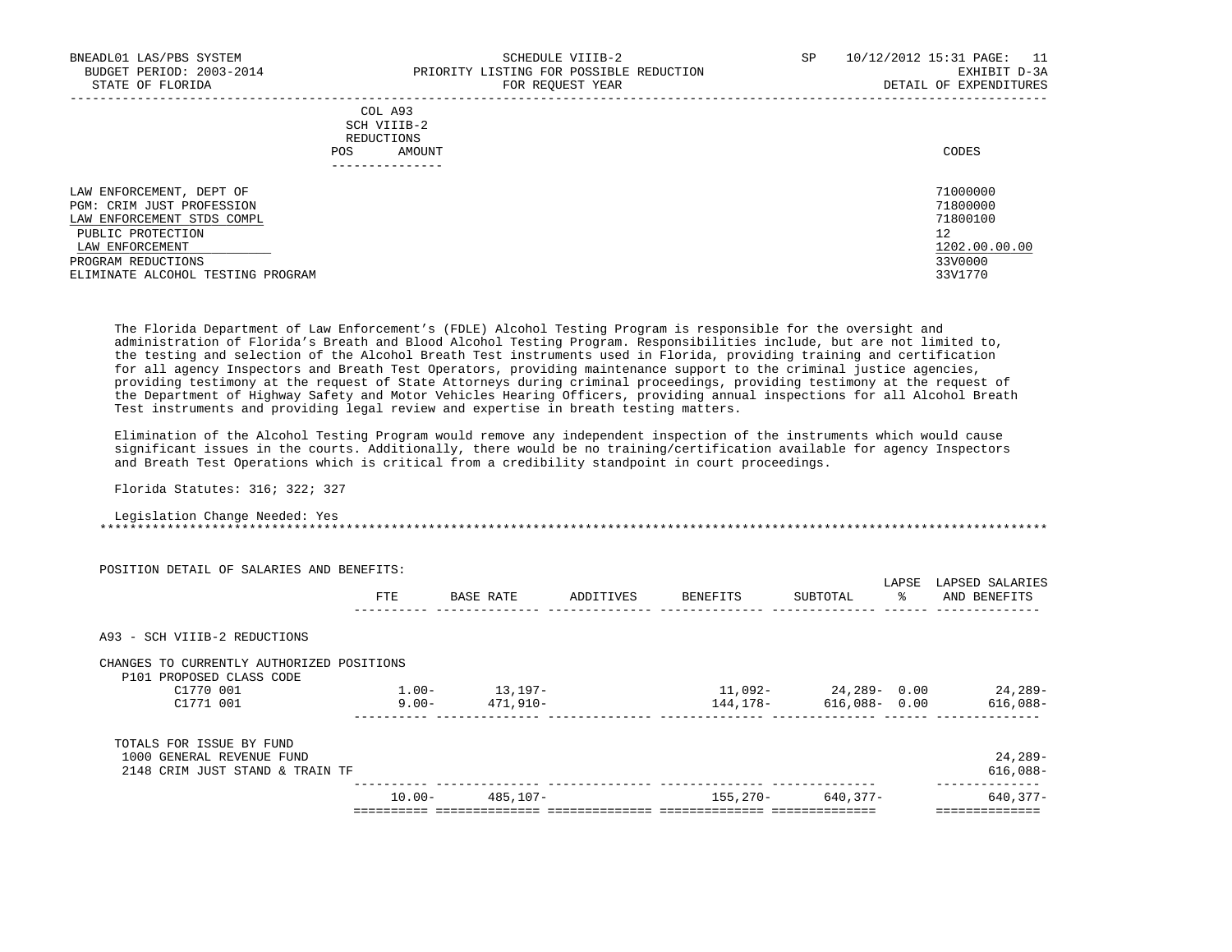BNEADL01 LAS/PBS SYSTEM — SCHEDULE VIIIB-2 — SP 10/12/2012 15:31

BUDGET PERIOD: 2003-2014 — PRIORITY LISTING FOR POSSIBLE REDUCTION — EXHIBIT D-3A

STATE OF FLORIDA — FOR REQUEST YEAR — DETAIL OF EXPENDITURES

COL A93 SCH VIIIB-2 REDUCTIONS (POS / AMOUNT)

| | CODES |
|---|---|
| LAW ENFORCEMENT, DEPT OF | 71000000 |
| PGM: CRIM JUST PROFESSION | 71800000 |
| LAW ENFORCEMENT STDS COMPL | 71800100 |
| PUBLIC PROTECTION | 12 |
| LAW ENFORCEMENT | 1202.00.00.00 |
| PROGRAM REDUCTIONS | 33V0000 |
| ELIMINATE ALCOHOL TESTING PROGRAM | 33V1770 |

The Florida Department of Law Enforcement's (FDLE) Alcohol Testing Program is responsible for the oversight and administration of Florida's Breath and Blood Alcohol Testing Program. Responsibilities include, but are not limited to, the testing and selection of the Alcohol Breath Test instruments used in Florida, providing training and certification for all agency Inspectors and Breath Test Operators, providing maintenance support to the criminal justice agencies, providing testimony at the request of State Attorneys during criminal proceedings, providing testimony at the request of the Department of Highway Safety and Motor Vehicles Hearing Officers, providing annual inspections for all Alcohol Breath Test instruments and providing legal review and expertise in breath testing matters.

Elimination of the Alcohol Testing Program would remove any independent inspection of the instruments which would cause significant issues in the courts. Additionally, there would be no training/certification available for agency Inspectors and Breath Test Operations which is critical from a credibility standpoint in court proceedings.

Florida Statutes: 316; 322; 327

Legislation Change Needed: Yes

************************************************************************************************************************

POSITION DETAIL OF SALARIES AND BENEFITS:

| | FTE | BASE RATE | ADDITIVES | BENEFITS | SUBTOTAL | LAPSE % | LAPSED SALARIES AND BENEFITS |
|---|---|---|---|---|---|---|---|
| A93 - SCH VIIIB-2 REDUCTIONS | | | | | | | |
| CHANGES TO CURRENTLY AUTHORIZED POSITIONS | | | | | | | |
| P101 PROPOSED CLASS CODE | | | | | | | |
| C1770 001 | 1.00- | 13,197- | | 11,092- | 24,289- | 0.00 | 24,289- |
| C1771 001 | 9.00- | 471,910- | | 144,178- | 616,088- | 0.00 | 616,088- |
| TOTALS FOR ISSUE BY FUND | | | | | | | |
| 1000 GENERAL REVENUE FUND | | | | | | | 24,289- |
| 2148 CRIM JUST STAND & TRAIN TF | | | | | | | 616,088- |
| | 10.00- | 485,107- | | 155,270- | 640,377- | | 640,377- |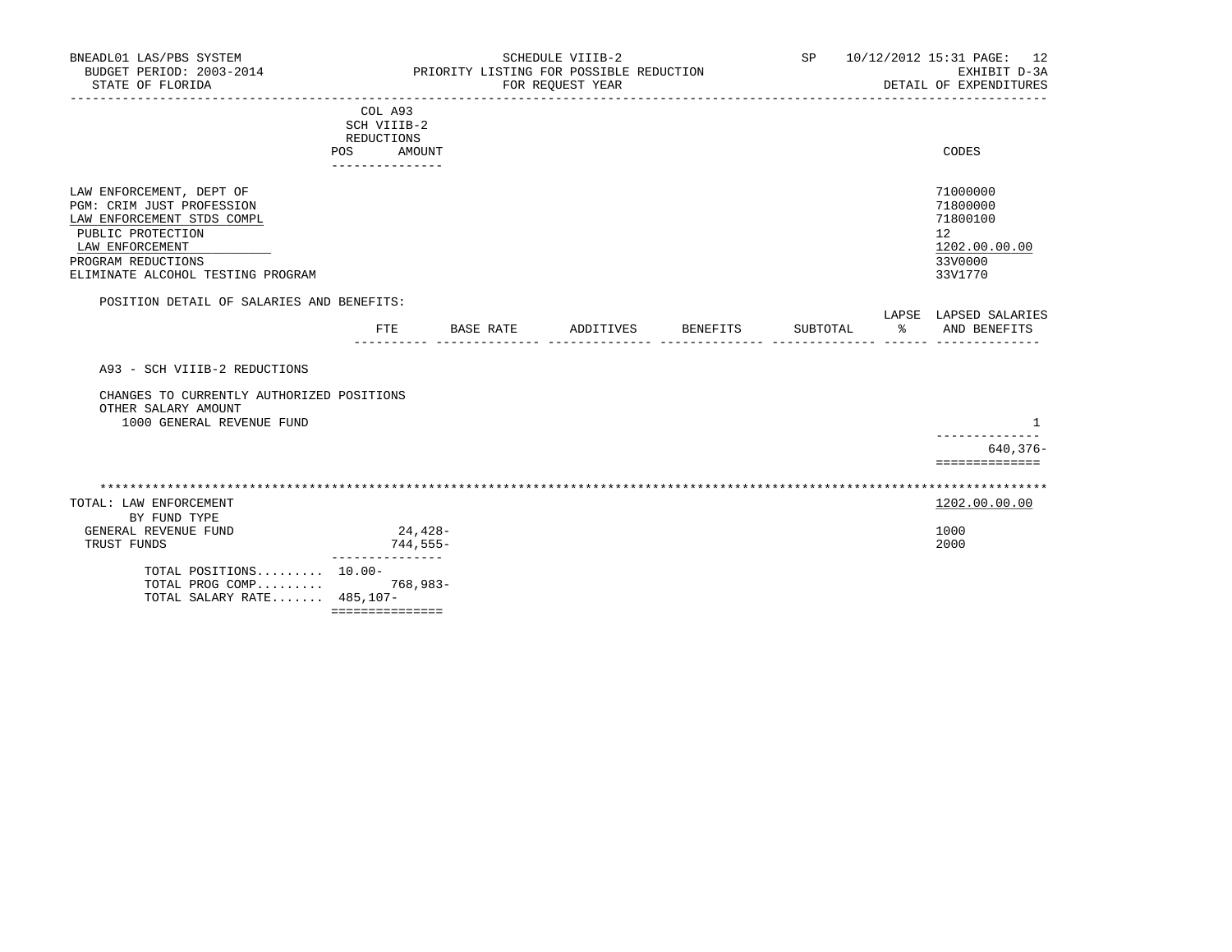BNEADL01 LAS/PBS SYSTEM
BUDGET PERIOD: 2003-2014
STATE OF FLORIDA

SCHEDULE VIIIB-2
PRIORITY LISTING FOR POSSIBLE REDUCTION
FOR REQUEST YEAR

SP 10/12/2012 15:31 PAGE: 12
EXHIBIT D-3A
DETAIL OF EXPENDITURES

| | COL A93 SCH VIIIB-2 REDUCTIONS POS AMOUNT | CODES |
|---|---|---|
| LAW ENFORCEMENT, DEPT OF | | 71000000 |
| PGM: CRIM JUST PROFESSION | | 71800000 |
| LAW ENFORCEMENT STDS COMPL | | 71800100 |
| PUBLIC PROTECTION | | 12 |
| LAW ENFORCEMENT | | 1202.00.00.00 |
| PROGRAM REDUCTIONS | | 33V0000 |
| ELIMINATE ALCOHOL TESTING PROGRAM | | 33V1770 |

POSITION DETAIL OF SALARIES AND BENEFITS:

| | FTE | BASE RATE | ADDITIVES | BENEFITS | SUBTOTAL | LAPSE % | LAPSED SALARIES AND BENEFITS |
|---|---|---|---|---|---|---|---|
| A93 - SCH VIIIB-2 REDUCTIONS | | | | | | | |
| CHANGES TO CURRENTLY AUTHORIZED POSITIONS | | | | | | | |
| OTHER SALARY AMOUNT | | | | | | | |
| 1000 GENERAL REVENUE FUND | | | | | | | 1 |
| | | | | | | | 640,376- |

TOTAL: LAW ENFORCEMENT — 1202.00.00.00

| BY FUND TYPE | AMOUNT | CODES |
|---|---|---|
| GENERAL REVENUE FUND | 24,428- | 1000 |
| TRUST FUNDS | 744,555- | 2000 |
| TOTAL POSITIONS......... | 10.00- | |
| TOTAL PROG COMP......... | 768,983- | |
| TOTAL SALARY RATE....... | 485,107- | |